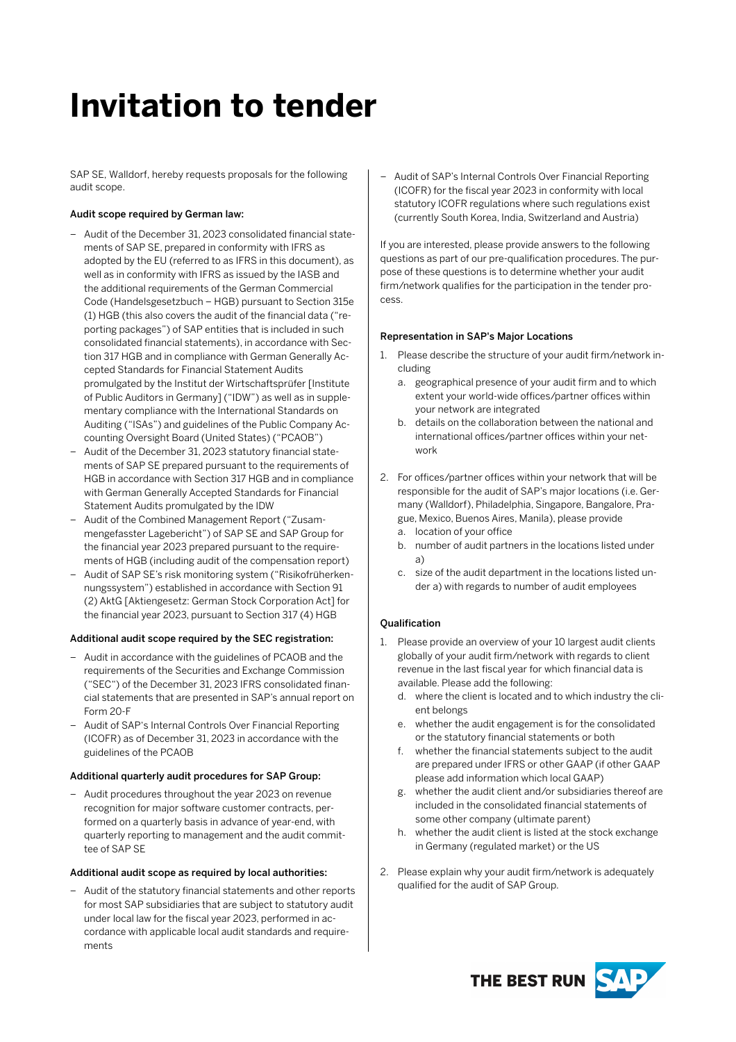# Invitation to tender

SAP SE, Walldorf, hereby requests proposals for the following audit scope.

**Audit scope required by German law:**

- Audit of the December 31, 2023 consolidated financial statements of SAP SE, prepared in conformity with IFRS as adopted by the EU (referred to as IFRS in this document), as well as in conformity with IFRS as issued by the IASB and the additional requirements of the German Commercial Code (Handelsgesetzbuch – HGB) pursuant to Section 315e (1) HGB (this also covers the audit of the financial data ("reporting packages") of SAP entities that is included in such consolidated financial statements), in accordance with Section 317 HGB and in compliance with German Generally Accepted Standards for Financial Statement Audits promulgated by the Institut der Wirtschaftsprüfer [Institute of Public Auditors in Germany] ("IDW") as well as in supplementary compliance with the International Standards on Auditing ("ISAs") and guidelines of the Public Company Accounting Oversight Board (United States) ("PCAOB")
- Audit of the December 31, 2023 statutory financial statements of SAP SE prepared pursuant to the requirements of HGB in accordance with Section 317 HGB and in compliance with German Generally Accepted Standards for Financial Statement Audits promulgated by the IDW
- Audit of the Combined Management Report ("Zusammengefasster Lagebericht") of SAP SE and SAP Group for the financial year 2023 prepared pursuant to the requirements of HGB (including audit of the compensation report)
- Audit of SAP SE's risk monitoring system ("Risikofrüherkennungssystem") established in accordance with Section 91 (2) AktG [Aktiengesetz: German Stock Corporation Act] for the financial year 2023, pursuant to Section 317 (4) HGB

**Additional audit scope required by the SEC registration:**

- Audit in accordance with the guidelines of PCAOB and the requirements of the Securities and Exchange Commission ("SEC") of the December 31, 2023 IFRS consolidated financial statements that are presented in SAP's annual report on Form 20-F
- Audit of SAP's Internal Controls Over Financial Reporting (ICOFR) as of December 31, 2023 in accordance with the guidelines of the PCAOB

**Additional quarterly audit procedures for SAP Group:**

- Audit procedures throughout the year 2023 on revenue recognition for major software customer contracts, performed on a quarterly basis in advance of year-end, with quarterly reporting to management and the audit committee of SAP SE

**Additional audit scope as required by local authorities:**

- Audit of the statutory financial statements and other reports for most SAP subsidiaries that are subject to statutory audit under local law for the fiscal year 2023, performed in accordance with applicable local audit standards and requirements
- Audit of SAP's Internal Controls Over Financial Reporting (ICOFR) for the fiscal year 2023 in conformity with local statutory ICOFR regulations where such regulations exist (currently South Korea, India, Switzerland and Austria)

If you are interested, please provide answers to the following questions as part of our pre-qualification procedures. The purpose of these questions is to determine whether your audit firm/network qualifies for the participation in the tender process.

**Representation in SAP's Major Locations**

1. Please describe the structure of your audit firm/network including
   a. geographical presence of your audit firm and to which extent your world-wide offices/partner offices within your network are integrated
   b. details on the collaboration between the national and international offices/partner offices within your network

2. For offices/partner offices within your network that will be responsible for the audit of SAP's major locations (i.e. Germany (Walldorf), Philadelphia, Singapore, Bangalore, Prague, Mexico, Buenos Aires, Manila), please provide
   a. location of your office
   b. number of audit partners in the locations listed under a)
   c. size of the audit department in the locations listed under a) with regards to number of audit employees

**Qualification**

1. Please provide an overview of your 10 largest audit clients globally of your audit firm/network with regards to client revenue in the last fiscal year for which financial data is available. Please add the following:
   d. where the client is located and to which industry the client belongs
   e. whether the audit engagement is for the consolidated or the statutory financial statements or both
   f. whether the financial statements subject to the audit are prepared under IFRS or other GAAP (if other GAAP please add information which local GAAP)
   g. whether the audit client and/or subsidiaries thereof are included in the consolidated financial statements of some other company (ultimate parent)
   h. whether the audit client is listed at the stock exchange in Germany (regulated market) or the US

2. Please explain why your audit firm/network is adequately qualified for the audit of SAP Group.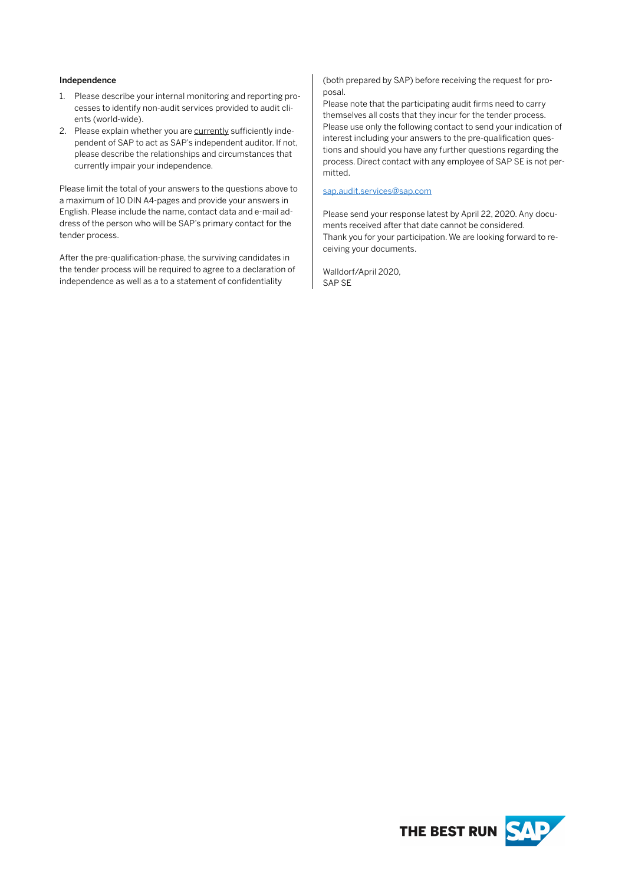**Independence**

1. Please describe your internal monitoring and reporting processes to identify non-audit services provided to audit clients (world-wide).
2. Please explain whether you are currently sufficiently independent of SAP to act as SAP's independent auditor. If not, please describe the relationships and circumstances that currently impair your independence.

Please limit the total of your answers to the questions above to a maximum of 10 DIN A4-pages and provide your answers in English. Please include the name, contact data and e-mail address of the person who will be SAP's primary contact for the tender process.

After the pre-qualification-phase, the surviving candidates in the tender process will be required to agree to a declaration of independence as well as a to a statement of confidentiality (both prepared by SAP) before receiving the request for proposal.

Please note that the participating audit firms need to carry themselves all costs that they incur for the tender process. Please use only the following contact to send your indication of interest including your answers to the pre-qualification questions and should you have any further questions regarding the process. Direct contact with any employee of SAP SE is not permitted.

sap.audit.services@sap.com

Please send your response latest by April 22, 2020. Any documents received after that date cannot be considered.
Thank you for your participation. We are looking forward to receiving your documents.

Walldorf/April 2020,
SAP SE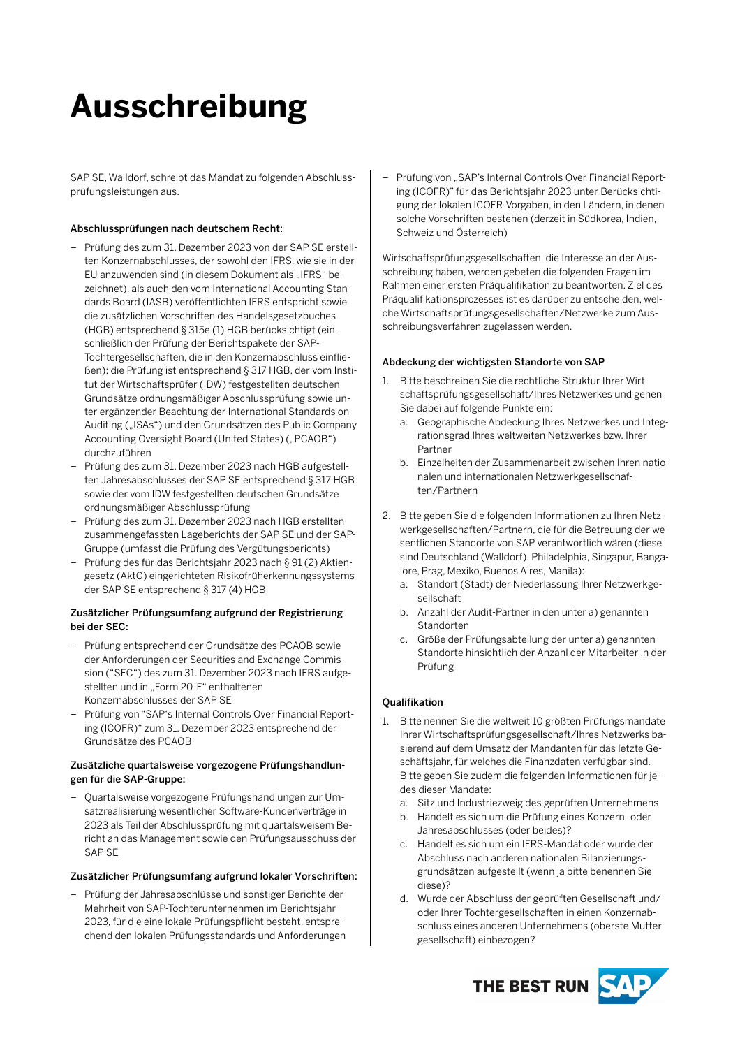# Ausschreibung

SAP SE, Walldorf, schreibt das Mandat zu folgenden Abschlussprüfungsleistungen aus.

**Abschlussprüfungen nach deutschem Recht:**

- Prüfung des zum 31. Dezember 2023 von der SAP SE erstellten Konzernabschlusses, der sowohl den IFRS, wie sie in der EU anzuwenden sind (in diesem Dokument als „IFRS" bezeichnet), als auch den vom International Accounting Standards Board (IASB) veröffentlichten IFRS entspricht sowie die zusätzlichen Vorschriften des Handelsgesetzbuches (HGB) entsprechend § 315e (1) HGB berücksichtigt (einschließlich der Prüfung der Berichtspakete der SAP-Tochtergesellschaften, die in den Konzernabschluss einfließen); die Prüfung ist entsprechend § 317 HGB, der vom Institut der Wirtschaftsprüfer (IDW) festgestellten deutschen Grundsätze ordnungsmäßiger Abschlussprüfung sowie unter ergänzender Beachtung der International Standards on Auditing („ISAs") und den Grundsätzen des Public Company Accounting Oversight Board (United States) („PCAOB") durchzuführen
- Prüfung des zum 31. Dezember 2023 nach HGB aufgestellten Jahresabschlusses der SAP SE entsprechend § 317 HGB sowie der vom IDW festgestellten deutschen Grundsätze ordnungsmäßiger Abschlussprüfung
- Prüfung des zum 31. Dezember 2023 nach HGB erstellten zusammengefassten Lageberichts der SAP SE und der SAP-Gruppe (umfasst die Prüfung des Vergütungsberichts)
- Prüfung des für das Berichtsjahr 2023 nach § 91 (2) Aktiengesetz (AktG) eingerichteten Risikofrüherkennungssystems der SAP SE entsprechend § 317 (4) HGB

**Zusätzlicher Prüfungsumfang aufgrund der Registrierung bei der SEC:**

- Prüfung entsprechend der Grundsätze des PCAOB sowie der Anforderungen der Securities and Exchange Commission ("SEC") des zum 31. Dezember 2023 nach IFRS aufgestellten und in „Form 20-F" enthaltenen Konzernabschlusses der SAP SE
- Prüfung von "SAP's Internal Controls Over Financial Reporting (ICOFR)" zum 31. Dezember 2023 entsprechend der Grundsätze des PCAOB

**Zusätzliche quartalsweise vorgezogene Prüfungshandlungen für die SAP-Gruppe:**

- Quartalsweise vorgezogene Prüfungshandlungen zur Umsatzrealisierung wesentlicher Software-Kundenverträge in 2023 als Teil der Abschlussprüfung mit quartalsweisem Bericht an das Management sowie den Prüfungsausschuss der SAP SE

**Zusätzlicher Prüfungsumfang aufgrund lokaler Vorschriften:**

- Prüfung der Jahresabschlüsse und sonstiger Berichte der Mehrheit von SAP-Tochterunternehmen im Berichtsjahr 2023, für die eine lokale Prüfungspflicht besteht, entsprechend den lokalen Prüfungsstandards und Anforderungen
- Prüfung von „SAP's Internal Controls Over Financial Reporting (ICOFR)" für das Berichtsjahr 2023 unter Berücksichtigung der lokalen ICOFR-Vorgaben, in den Ländern, in denen solche Vorschriften bestehen (derzeit in Südkorea, Indien, Schweiz und Österreich)

Wirtschaftsprüfungsgesellschaften, die Interesse an der Ausschreibung haben, werden gebeten die folgenden Fragen im Rahmen einer ersten Präqualifikation zu beantworten. Ziel des Präqualifikationsprozesses ist es darüber zu entscheiden, welche Wirtschaftsprüfungsgesellschaften/Netzwerke zum Ausschreibungsverfahren zugelassen werden.

**Abdeckung der wichtigsten Standorte von SAP**

1. Bitte beschreiben Sie die rechtliche Struktur Ihrer Wirtschaftsprüfungsgesellschaft/Ihres Netzwerkes und gehen Sie dabei auf folgende Punkte ein:
   a. Geographische Abdeckung Ihres Netzwerkes und Integrationsgrad Ihres weltweiten Netzwerkes bzw. Ihrer Partner
   b. Einzelheiten der Zusammenarbeit zwischen Ihren nationalen und internationalen Netzwerkgesellschaften/Partnern
2. Bitte geben Sie die folgenden Informationen zu Ihren Netzwerkgesellschaften/Partnern, die für die Betreuung der wesentlichen Standorte von SAP verantwortlich wären (diese sind Deutschland (Walldorf), Philadelphia, Singapur, Bangalore, Prag, Mexiko, Buenos Aires, Manila):
   a. Standort (Stadt) der Niederlassung Ihrer Netzwerkgesellschaft
   b. Anzahl der Audit-Partner in den unter a) genannten Standorten
   c. Größe der Prüfungsabteilung der unter a) genannten Standorte hinsichtlich der Anzahl der Mitarbeiter in der Prüfung

**Qualifikation**

1. Bitte nennen Sie die weltweit 10 größten Prüfungsmandate Ihrer Wirtschaftsprüfungsgesellschaft/Ihres Netzwerks basierend auf dem Umsatz der Mandanten für das letzte Geschäftsjahr, für welches die Finanzdaten verfügbar sind. Bitte geben Sie zudem die folgenden Informationen für jedes dieser Mandate:
   a. Sitz und Industriezweig des geprüften Unternehmens
   b. Handelt es sich um die Prüfung eines Konzern- oder Jahresabschlusses (oder beides)?
   c. Handelt es sich um ein IFRS-Mandat oder wurde der Abschluss nach anderen nationalen Bilanzierungsgrundsätzen aufgestellt (wenn ja bitte benennen Sie diese)?
   d. Wurde der Abschluss der geprüften Gesellschaft und/oder Ihrer Tochtergesellschaften in einen Konzernabschluss eines anderen Unternehmens (oberste Muttergesellschaft) einbezogen?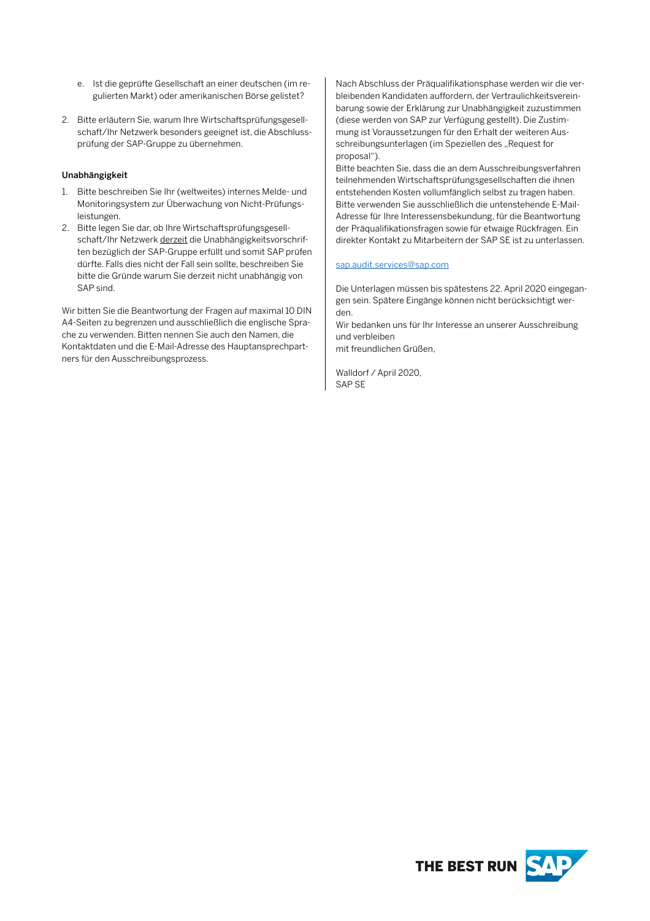e. Ist die geprüfte Gesellschaft an einer deutschen (im regulierten Markt) oder amerikanischen Börse gelistet?

2. Bitte erläutern Sie, warum Ihre Wirtschaftsprüfungsgesellschaft/Ihr Netzwerk besonders geeignet ist, die Abschlussprüfung der SAP-Gruppe zu übernehmen.

### Unabhängigkeit

1. Bitte beschreiben Sie Ihr (weltweites) internes Melde- und Monitoringsystem zur Überwachung von Nicht-Prüfungsleistungen.
2. Bitte legen Sie dar, ob Ihre Wirtschaftsprüfungsgesellschaft/Ihr Netzwerk derzeit die Unabhängigkeitsvorschriften bezüglich der SAP-Gruppe erfüllt und somit SAP prüfen dürfte. Falls dies nicht der Fall sein sollte, beschreiben Sie bitte die Gründe warum Sie derzeit nicht unabhängig von SAP sind.

Wir bitten Sie die Beantwortung der Fragen auf maximal 10 DIN A4-Seiten zu begrenzen und ausschließlich die englische Sprache zu verwenden. Bitten nennen Sie auch den Namen, die Kontaktdaten und die E-Mail-Adresse des Hauptansprechpartners für den Ausschreibungsprozess.

Nach Abschluss der Präqualifikationsphase werden wir die verbleibenden Kandidaten auffordern, der Vertraulichkeitsvereinbarung sowie der Erklärung zur Unabhängigkeit zuzustimmen (diese werden von SAP zur Verfügung gestellt). Die Zustimmung ist Voraussetzungen für den Erhalt der weiteren Ausschreibungsunterlagen (im Speziellen des „Request for proposal").
Bitte beachten Sie, dass die an dem Ausschreibungsverfahren teilnehmenden Wirtschaftsprüfungsgesellschaften die ihnen entstehenden Kosten vollumfänglich selbst zu tragen haben. Bitte verwenden Sie ausschließlich die untenstehende E-Mail-Adresse für Ihre Interessensbekundung, für die Beantwortung der Präqualifikationsfragen sowie für etwaige Rückfragen. Ein direkter Kontakt zu Mitarbeitern der SAP SE ist zu unterlassen.

sap.audit.services@sap.com

Die Unterlagen müssen bis spätestens 22. April 2020 eingegangen sein. Spätere Eingänge können nicht berücksichtigt werden.
Wir bedanken uns für Ihr Interesse an unserer Ausschreibung und verbleiben
mit freundlichen Grüßen,

Walldorf / April 2020,
SAP SE